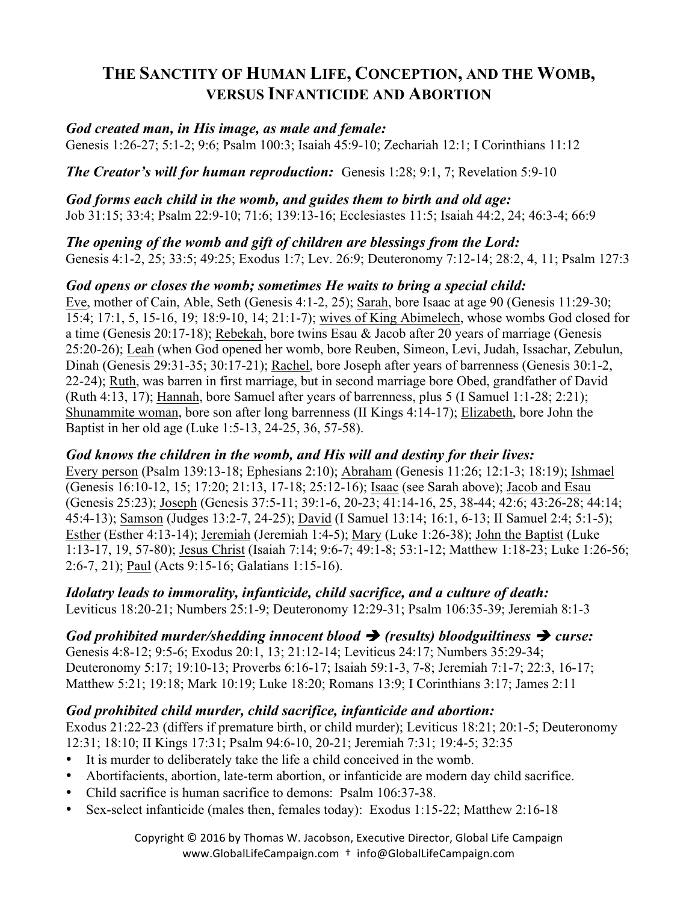# THE SANCTITY OF HUMAN LIFE, CONCEPTION, AND THE WOMB, VERSUS INFANTICIDE AND ABORTION

***God created man, in His image, as male and female:***
Genesis 1:26-27; 5:1-2; 9:6; Psalm 100:3; Isaiah 45:9-10; Zechariah 12:1; I Corinthians 11:12

***The Creator's will for human reproduction:*** Genesis 1:28; 9:1, 7; Revelation 5:9-10

***God forms each child in the womb, and guides them to birth and old age:***
Job 31:15; 33:4; Psalm 22:9-10; 71:6; 139:13-16; Ecclesiastes 11:5; Isaiah 44:2, 24; 46:3-4; 66:9

***The opening of the womb and gift of children are blessings from the Lord:***
Genesis 4:1-2, 25; 33:5; 49:25; Exodus 1:7; Lev. 26:9; Deuteronomy 7:12-14; 28:2, 4, 11; Psalm 127:3

***God opens or closes the womb; sometimes He waits to bring a special child:***
<u>Eve</u>, mother of Cain, Able, Seth (Genesis 4:1-2, 25); <u>Sarah</u>, bore Isaac at age 90 (Genesis 11:29-30; 15:4; 17:1, 5, 15-16, 19; 18:9-10, 14; 21:1-7); <u>wives of King Abimelech</u>, whose wombs God closed for a time (Genesis 20:17-18); <u>Rebekah</u>, bore twins Esau & Jacob after 20 years of marriage (Genesis 25:20-26); <u>Leah</u> (when God opened her womb, bore Reuben, Simeon, Levi, Judah, Issachar, Zebulun, Dinah (Genesis 29:31-35; 30:17-21); <u>Rachel</u>, bore Joseph after years of barrenness (Genesis 30:1-2, 22-24); <u>Ruth</u>, was barren in first marriage, but in second marriage bore Obed, grandfather of David (Ruth 4:13, 17); <u>Hannah</u>, bore Samuel after years of barrenness, plus 5 (I Samuel 1:1-28; 2:21); <u>Shunammite woman</u>, bore son after long barrenness (II Kings 4:14-17); <u>Elizabeth</u>, bore John the Baptist in her old age (Luke 1:5-13, 24-25, 36, 57-58).

***God knows the children in the womb, and His will and destiny for their lives:***
<u>Every person</u> (Psalm 139:13-18; Ephesians 2:10); <u>Abraham</u> (Genesis 11:26; 12:1-3; 18:19); <u>Ishmael</u> (Genesis 16:10-12, 15; 17:20; 21:13, 17-18; 25:12-16); <u>Isaac</u> (see Sarah above); <u>Jacob and Esau</u> (Genesis 25:23); <u>Joseph</u> (Genesis 37:5-11; 39:1-6, 20-23; 41:14-16, 25, 38-44; 42:6; 43:26-28; 44:14; 45:4-13); <u>Samson</u> (Judges 13:2-7, 24-25); <u>David</u> (I Samuel 13:14; 16:1, 6-13; II Samuel 2:4; 5:1-5); <u>Esther</u> (Esther 4:13-14); <u>Jeremiah</u> (Jeremiah 1:4-5); <u>Mary</u> (Luke 1:26-38); <u>John the Baptist</u> (Luke 1:13-17, 19, 57-80); <u>Jesus Christ</u> (Isaiah 7:14; 9:6-7; 49:1-8; 53:1-12; Matthew 1:18-23; Luke 1:26-56; 2:6-7, 21); <u>Paul</u> (Acts 9:15-16; Galatians 1:15-16).

***Idolatry leads to immorality, infanticide, child sacrifice, and a culture of death:***
Leviticus 18:20-21; Numbers 25:1-9; Deuteronomy 12:29-31; Psalm 106:35-39; Jeremiah 8:1-3

***God prohibited murder/shedding innocent blood ➔ (results) bloodguiltiness ➔ curse:***
Genesis 4:8-12; 9:5-6; Exodus 20:1, 13; 21:12-14; Leviticus 24:17; Numbers 35:29-34; Deuteronomy 5:17; 19:10-13; Proverbs 6:16-17; Isaiah 59:1-3, 7-8; Jeremiah 7:1-7; 22:3, 16-17; Matthew 5:21; 19:18; Mark 10:19; Luke 18:20; Romans 13:9; I Corinthians 3:17; James 2:11

***God prohibited child murder, child sacrifice, infanticide and abortion:***
Exodus 21:22-23 (differs if premature birth, or child murder); Leviticus 18:21; 20:1-5; Deuteronomy 12:31; 18:10; II Kings 17:31; Psalm 94:6-10, 20-21; Jeremiah 7:31; 19:4-5; 32:35

- It is murder to deliberately take the life a child conceived in the womb.
- Abortifacients, abortion, late-term abortion, or infanticide are modern day child sacrifice.
- Child sacrifice is human sacrifice to demons: Psalm 106:37-38.
- Sex-select infanticide (males then, females today): Exodus 1:15-22; Matthew 2:16-18

Copyright © 2016 by Thomas W. Jacobson, Executive Director, Global Life Campaign
www.GlobalLifeCampaign.com † info@GlobalLifeCampaign.com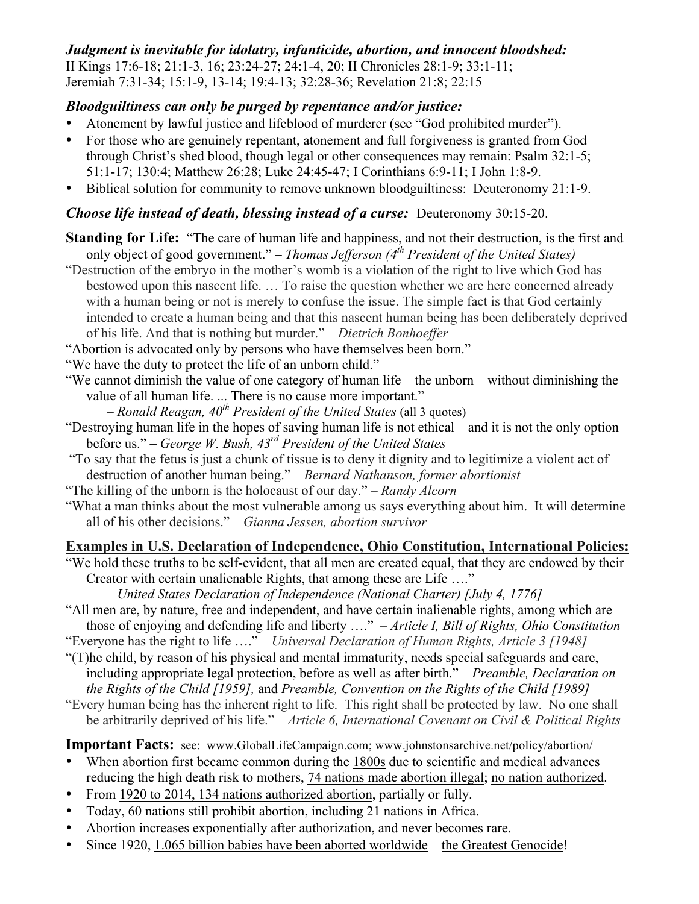***Judgment is inevitable for idolatry, infanticide, abortion, and innocent bloodshed:***
II Kings 17:6-18; 21:1-3, 16; 23:24-27; 24:1-4, 20; II Chronicles 28:1-9; 33:1-11; Jeremiah 7:31-34; 15:1-9, 13-14; 19:4-13; 32:28-36; Revelation 21:8; 22:15

***Bloodguiltiness can only be purged by repentance and/or justice:***

- Atonement by lawful justice and lifeblood of murderer (see "God prohibited murder").
- For those who are genuinely repentant, atonement and full forgiveness is granted from God through Christ's shed blood, though legal or other consequences may remain: Psalm 32:1-5; 51:1-17; 130:4; Matthew 26:28; Luke 24:45-47; I Corinthians 6:9-11; I John 1:8-9.
- Biblical solution for community to remove unknown bloodguiltiness: Deuteronomy 21:1-9.

***Choose life instead of death, blessing instead of a curse:*** Deuteronomy 30:15-20.

**Standing for Life:** "The care of human life and happiness, and not their destruction, is the first and only object of good government." – *Thomas Jefferson (4th President of the United States)*

"Destruction of the embryo in the mother's womb is a violation of the right to live which God has bestowed upon this nascent life. … To raise the question whether we are here concerned already with a human being or not is merely to confuse the issue. The simple fact is that God certainly intended to create a human being and that this nascent human being has been deliberately deprived of his life. And that is nothing but murder." – *Dietrich Bonhoeffer*

"Abortion is advocated only by persons who have themselves been born."

"We have the duty to protect the life of an unborn child."

"We cannot diminish the value of one category of human life – the unborn – without diminishing the value of all human life. ... There is no cause more important."
– *Ronald Reagan, 40th President of the United States* (all 3 quotes)

"Destroying human life in the hopes of saving human life is not ethical – and it is not the only option before us." – *George W. Bush, 43rd President of the United States*

"To say that the fetus is just a chunk of tissue is to deny it dignity and to legitimize a violent act of destruction of another human being." – *Bernard Nathanson, former abortionist*

"The killing of the unborn is the holocaust of our day." – *Randy Alcorn*

"What a man thinks about the most vulnerable among us says everything about him. It will determine all of his other decisions." – *Gianna Jessen, abortion survivor*

**Examples in U.S. Declaration of Independence, Ohio Constitution, International Policies:**

"We hold these truths to be self-evident, that all men are created equal, that they are endowed by their Creator with certain unalienable Rights, that among these are Life …."
– *United States Declaration of Independence (National Charter) [July 4, 1776]*

"All men are, by nature, free and independent, and have certain inalienable rights, among which are those of enjoying and defending life and liberty …." – *Article I, Bill of Rights, Ohio Constitution*

"Everyone has the right to life …." – *Universal Declaration of Human Rights, Article 3 [1948]*

"(T)he child, by reason of his physical and mental immaturity, needs special safeguards and care, including appropriate legal protection, before as well as after birth." – *Preamble, Declaration on the Rights of the Child [1959],* and *Preamble, Convention on the Rights of the Child [1989]*

"Every human being has the inherent right to life. This right shall be protected by law. No one shall be arbitrarily deprived of his life." – *Article 6, International Covenant on Civil & Political Rights*

**Important Facts:** see: www.GlobalLifeCampaign.com; www.johnstonsarchive.net/policy/abortion/

- When abortion first became common during the 1800s due to scientific and medical advances reducing the high death risk to mothers, 74 nations made abortion illegal; no nation authorized.
- From 1920 to 2014, 134 nations authorized abortion, partially or fully.
- Today, 60 nations still prohibit abortion, including 21 nations in Africa.
- Abortion increases exponentially after authorization, and never becomes rare.
- Since 1920, 1.065 billion babies have been aborted worldwide – the Greatest Genocide!